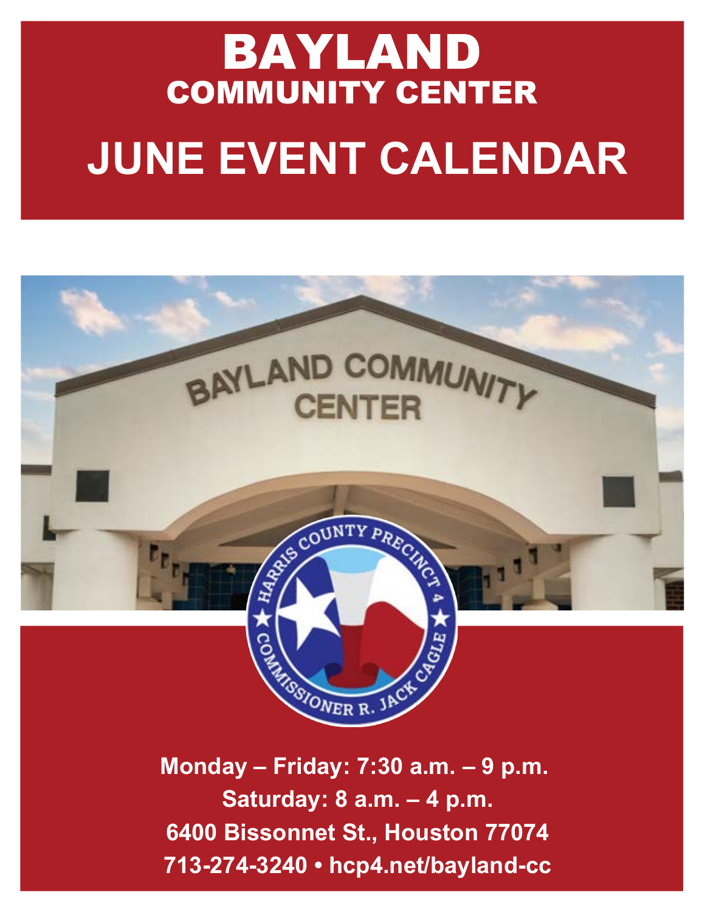# BAYLAND

## COMMUNITY CENTER

# JUNE EVENT CALENDAR

**Monday – Friday: 7:30 a.m. – 9 p.m.**

**Saturday: 8 a.m. – 4 p.m.**

**6400 Bissonnet St., Houston 77074**

**713-274-3240 • hcp4.net/bayland-cc**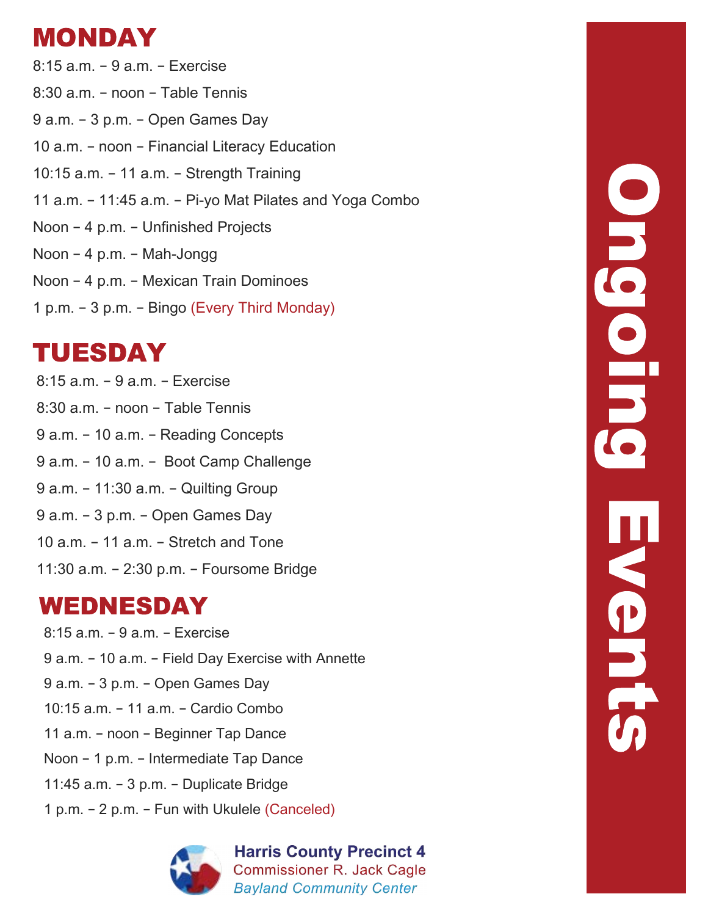# Ongoing Events

## MONDAY

8:15 a.m. – 9 a.m. – Exercise

8:30 a.m. – noon – Table Tennis

9 a.m. – 3 p.m. – Open Games Day

10 a.m. – noon – Financial Literacy Education

10:15 a.m. – 11 a.m. – Strength Training

11 a.m. – 11:45 a.m. – Pi-yo Mat Pilates and Yoga Combo

Noon – 4 p.m. – Unfinished Projects

Noon – 4 p.m. – Mah-Jongg

Noon – 4 p.m. – Mexican Train Dominoes

1 p.m. – 3 p.m. – Bingo (Every Third Monday)

## TUESDAY

8:15 a.m. – 9 a.m. – Exercise

8:30 a.m. – noon – Table Tennis

9 a.m. – 10 a.m. – Reading Concepts

9 a.m. – 10 a.m. – Boot Camp Challenge

9 a.m. – 11:30 a.m. – Quilting Group

9 a.m. – 3 p.m. – Open Games Day

10 a.m. – 11 a.m. – Stretch and Tone

11:30 a.m. – 2:30 p.m. – Foursome Bridge

## WEDNESDAY

8:15 a.m. – 9 a.m. – Exercise

9 a.m. – 10 a.m. – Field Day Exercise with Annette

9 a.m. – 3 p.m. – Open Games Day

10:15 a.m. – 11 a.m. – Cardio Combo

11 a.m. – noon – Beginner Tap Dance

Noon – 1 p.m. – Intermediate Tap Dance

11:45 a.m. – 3 p.m. – Duplicate Bridge

1 p.m. – 2 p.m. – Fun with Ukulele (Canceled)

**Harris County Precinct 4**
Commissioner R. Jack Cagle
*Bayland Community Center*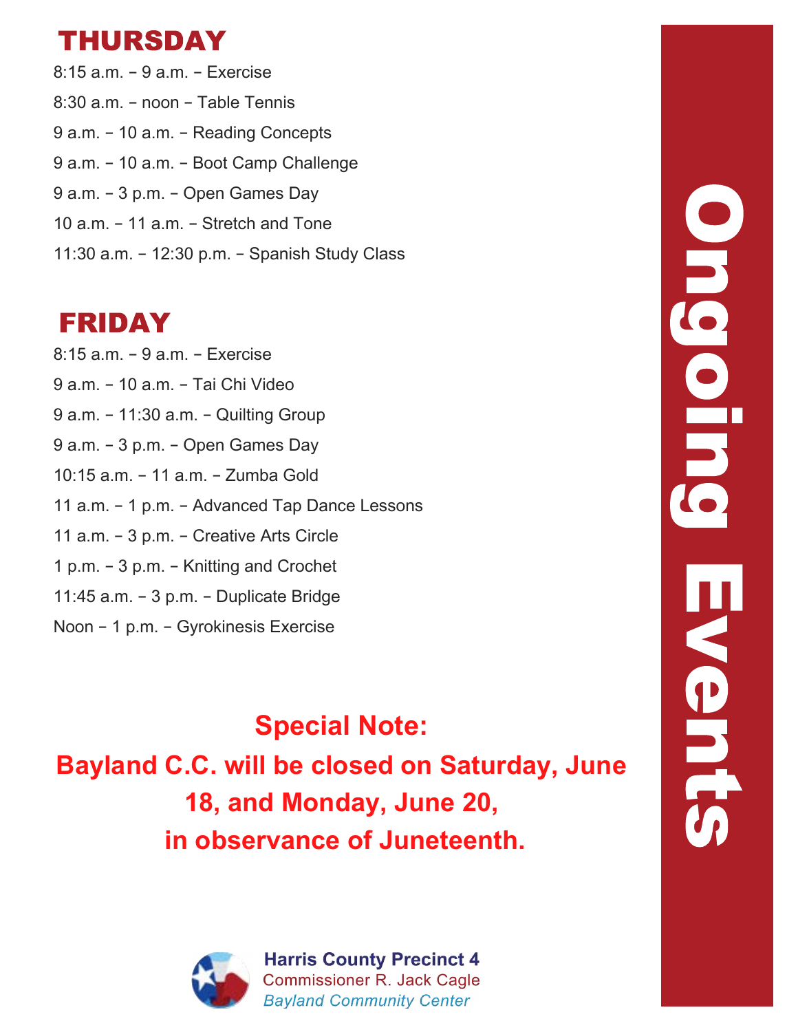# Ongoing Events

## THURSDAY

8:15 a.m. – 9 a.m. – Exercise

8:30 a.m. – noon – Table Tennis

9 a.m. – 10 a.m. – Reading Concepts

9 a.m. – 10 a.m. – Boot Camp Challenge

9 a.m. – 3 p.m. – Open Games Day

10 a.m. – 11 a.m. – Stretch and Tone

11:30 a.m. – 12:30 p.m. – Spanish Study Class

## FRIDAY

8:15 a.m. – 9 a.m. – Exercise

9 a.m. – 10 a.m. – Tai Chi Video

9 a.m. – 11:30 a.m. – Quilting Group

9 a.m. – 3 p.m. – Open Games Day

10:15 a.m. – 11 a.m. – Zumba Gold

11 a.m. – 1 p.m. – Advanced Tap Dance Lessons

11 a.m. – 3 p.m. – Creative Arts Circle

1 p.m. – 3 p.m. – Knitting and Crochet

11:45 a.m. – 3 p.m. – Duplicate Bridge

Noon – 1 p.m. – Gyrokinesis Exercise

**Special Note:**

**Bayland C.C. will be closed on Saturday, June 18, and Monday, June 20, in observance of Juneteenth.**

**Harris County Precinct 4**
Commissioner R. Jack Cagle
*Bayland Community Center*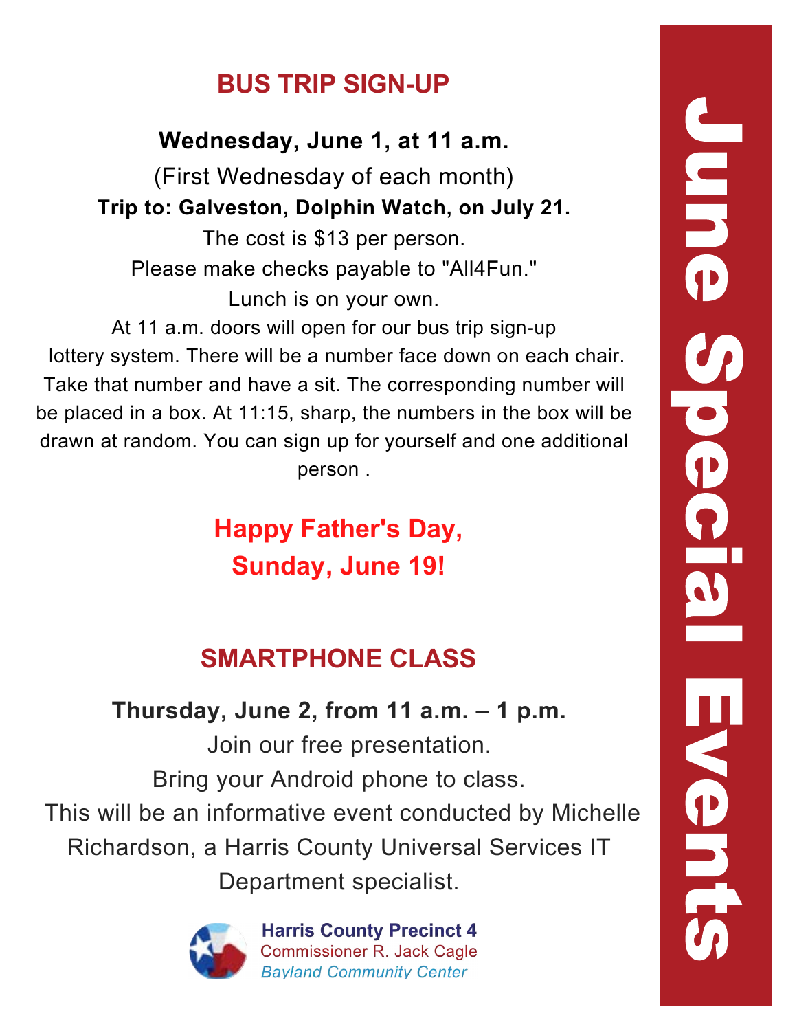# June Special Events

## BUS TRIP SIGN-UP

**Wednesday, June 1, at 11 a.m.**

(First Wednesday of each month)

**Trip to: Galveston, Dolphin Watch, on July 21.**

The cost is $13 per person.

Please make checks payable to "All4Fun."

Lunch is on your own.

At 11 a.m. doors will open for our bus trip sign-up lottery system. There will be a number face down on each chair. Take that number and have a sit. The corresponding number will be placed in a box. At 11:15, sharp, the numbers in the box will be drawn at random. You can sign up for yourself and one additional person .

## Happy Father's Day, Sunday, June 19!

## SMARTPHONE CLASS

**Thursday, June 2, from 11 a.m. – 1 p.m.**

Join our free presentation.

Bring your Android phone to class.

This will be an informative event conducted by Michelle Richardson, a Harris County Universal Services IT Department specialist.

**Harris County Precinct 4**
Commissioner R. Jack Cagle
*Bayland Community Center*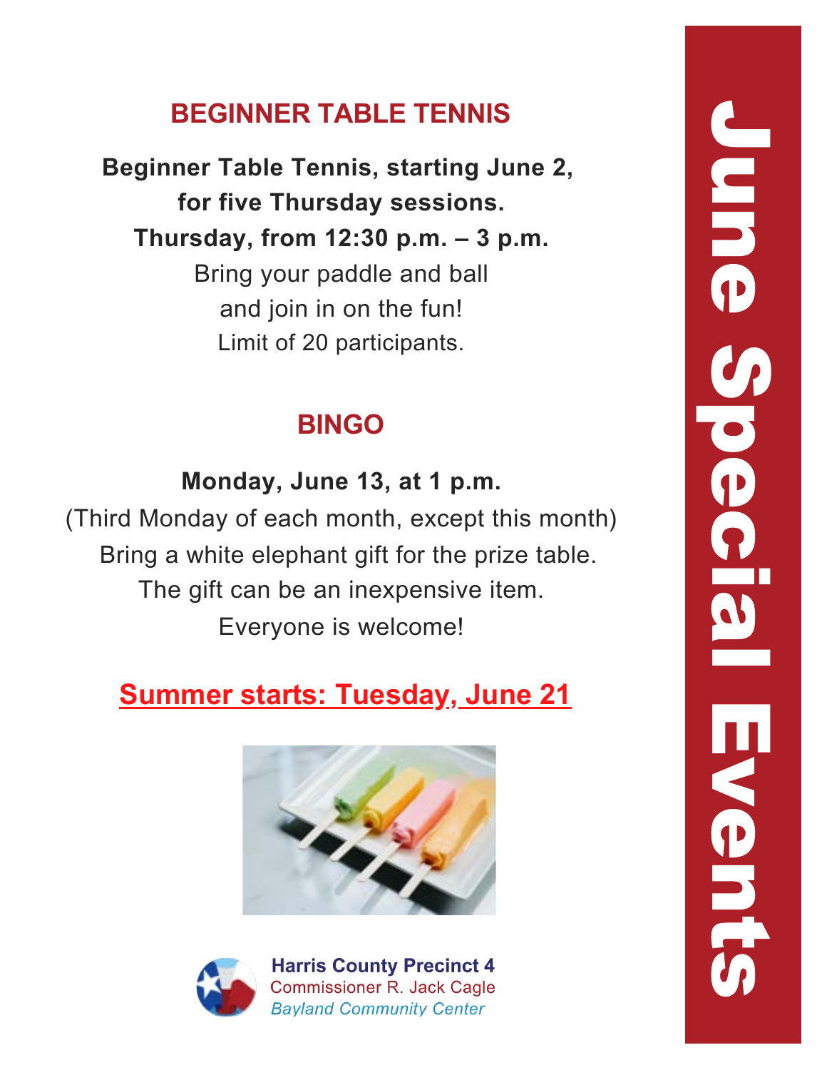# June Special Events

## BEGINNER TABLE TENNIS

**Beginner Table Tennis, starting June 2, for five Thursday sessions.**
**Thursday, from 12:30 p.m. – 3 p.m.**

Bring your paddle and ball
and join in on the fun!
Limit of 20 participants.

## BINGO

**Monday, June 13, at 1 p.m.**

(Third Monday of each month, except this month)
Bring a white elephant gift for the prize table.
The gift can be an inexpensive item.
Everyone is welcome!

**Summer starts: Tuesday, June 21**

**Harris County Precinct 4**
Commissioner R. Jack Cagle
*Bayland Community Center*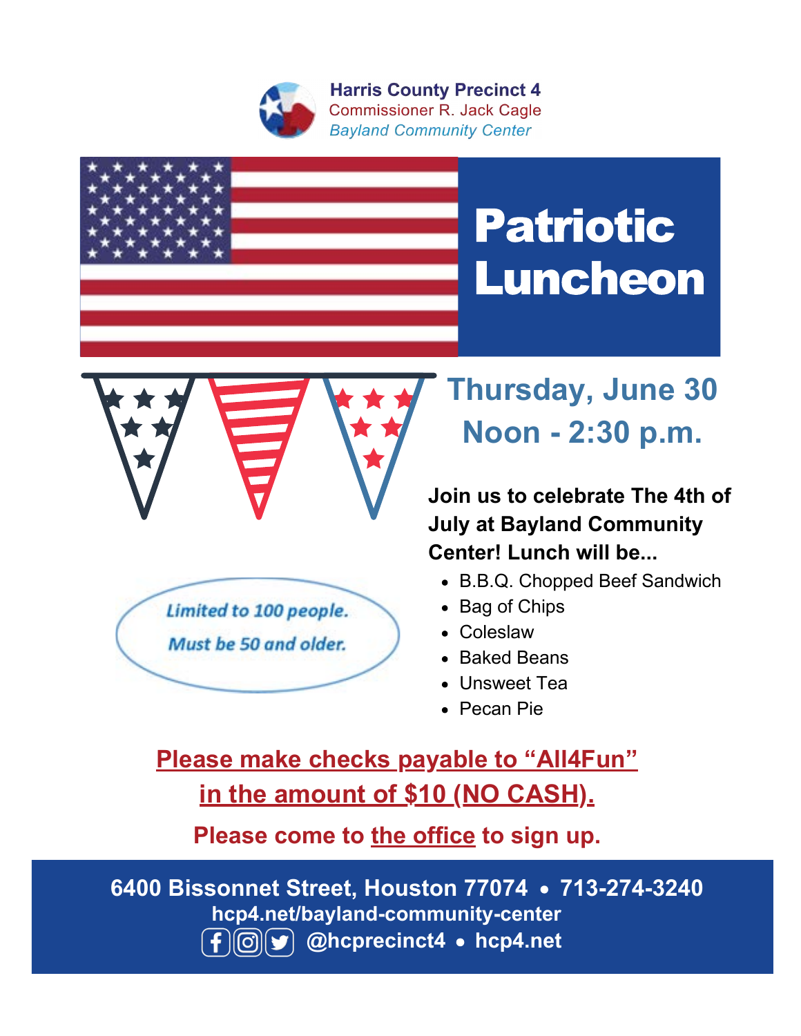**Harris County Precinct 4**
Commissioner R. Jack Cagle
*Bayland Community Center*

# Patriotic Luncheon

## Thursday, June 30
## Noon - 2:30 p.m.

**Join us to celebrate The 4th of July at Bayland Community Center! Lunch will be...**

- B.B.Q. Chopped Beef Sandwich
- Bag of Chips
- Coleslaw
- Baked Beans
- Unsweet Tea
- Pecan Pie

*Limited to 100 people.*
*Must be 50 and older.*

**Please make checks payable to "All4Fun" in the amount of $10 (NO CASH).**

**Please come to the office to sign up.**

**6400 Bissonnet Street, Houston 77074 • 713-274-3240**
**hcp4.net/bayland-community-center**
**@hcprecinct4 • hcp4.net**